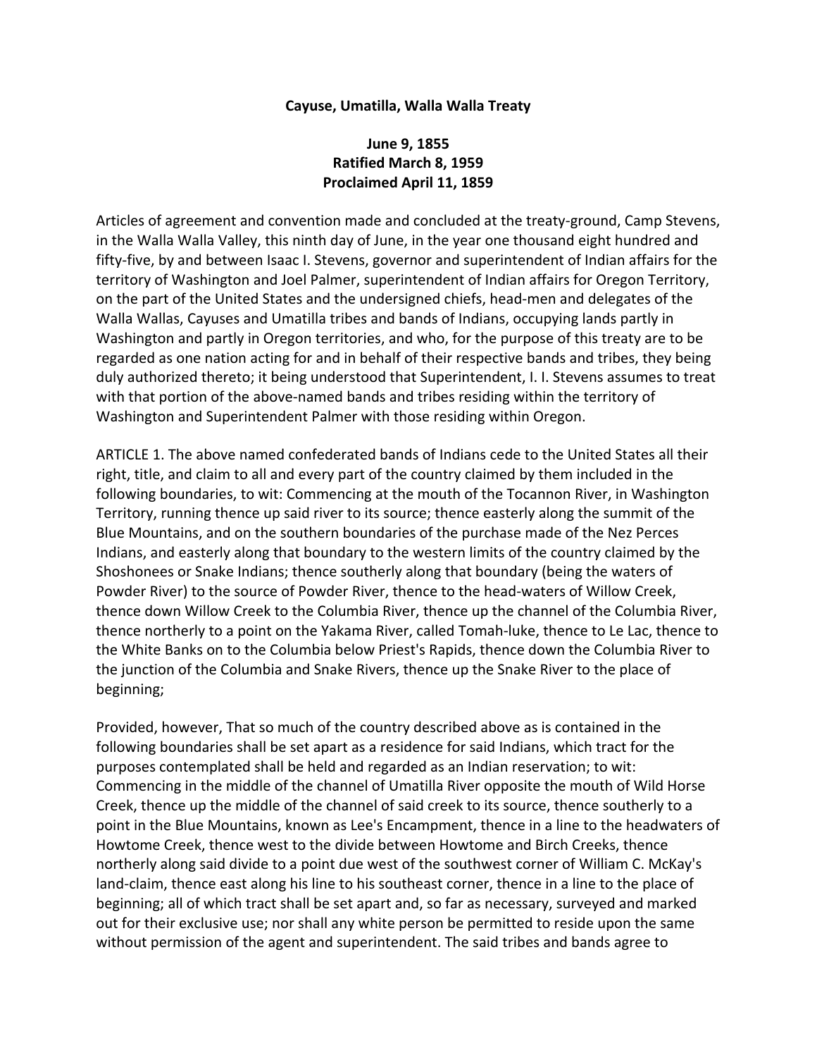**Cayuse, Umatilla, Walla Walla Treaty**

**June 9, 1855**
**Ratified March 8, 1959**
**Proclaimed April 11, 1859**

Articles of agreement and convention made and concluded at the treaty-ground, Camp Stevens, in the Walla Walla Valley, this ninth day of June, in the year one thousand eight hundred and fifty-five, by and between Isaac I. Stevens, governor and superintendent of Indian affairs for the territory of Washington and Joel Palmer, superintendent of Indian affairs for Oregon Territory, on the part of the United States and the undersigned chiefs, head-men and delegates of the Walla Wallas, Cayuses and Umatilla tribes and bands of Indians, occupying lands partly in Washington and partly in Oregon territories, and who, for the purpose of this treaty are to be regarded as one nation acting for and in behalf of their respective bands and tribes, they being duly authorized thereto; it being understood that Superintendent, I. I. Stevens assumes to treat with that portion of the above-named bands and tribes residing within the territory of Washington and Superintendent Palmer with those residing within Oregon.

ARTICLE 1. The above named confederated bands of Indians cede to the United States all their right, title, and claim to all and every part of the country claimed by them included in the following boundaries, to wit: Commencing at the mouth of the Tocannon River, in Washington Territory, running thence up said river to its source; thence easterly along the summit of the Blue Mountains, and on the southern boundaries of the purchase made of the Nez Perces Indians, and easterly along that boundary to the western limits of the country claimed by the Shoshonees or Snake Indians; thence southerly along that boundary (being the waters of Powder River) to the source of Powder River, thence to the head-waters of Willow Creek, thence down Willow Creek to the Columbia River, thence up the channel of the Columbia River, thence northerly to a point on the Yakama River, called Tomah-luke, thence to Le Lac, thence to the White Banks on to the Columbia below Priest's Rapids, thence down the Columbia River to the junction of the Columbia and Snake Rivers, thence up the Snake River to the place of beginning;

Provided, however, That so much of the country described above as is contained in the following boundaries shall be set apart as a residence for said Indians, which tract for the purposes contemplated shall be held and regarded as an Indian reservation; to wit: Commencing in the middle of the channel of Umatilla River opposite the mouth of Wild Horse Creek, thence up the middle of the channel of said creek to its source, thence southerly to a point in the Blue Mountains, known as Lee's Encampment, thence in a line to the headwaters of Howtome Creek, thence west to the divide between Howtome and Birch Creeks, thence northerly along said divide to a point due west of the southwest corner of William C. McKay's land-claim, thence east along his line to his southeast corner, thence in a line to the place of beginning; all of which tract shall be set apart and, so far as necessary, surveyed and marked out for their exclusive use; nor shall any white person be permitted to reside upon the same without permission of the agent and superintendent. The said tribes and bands agree to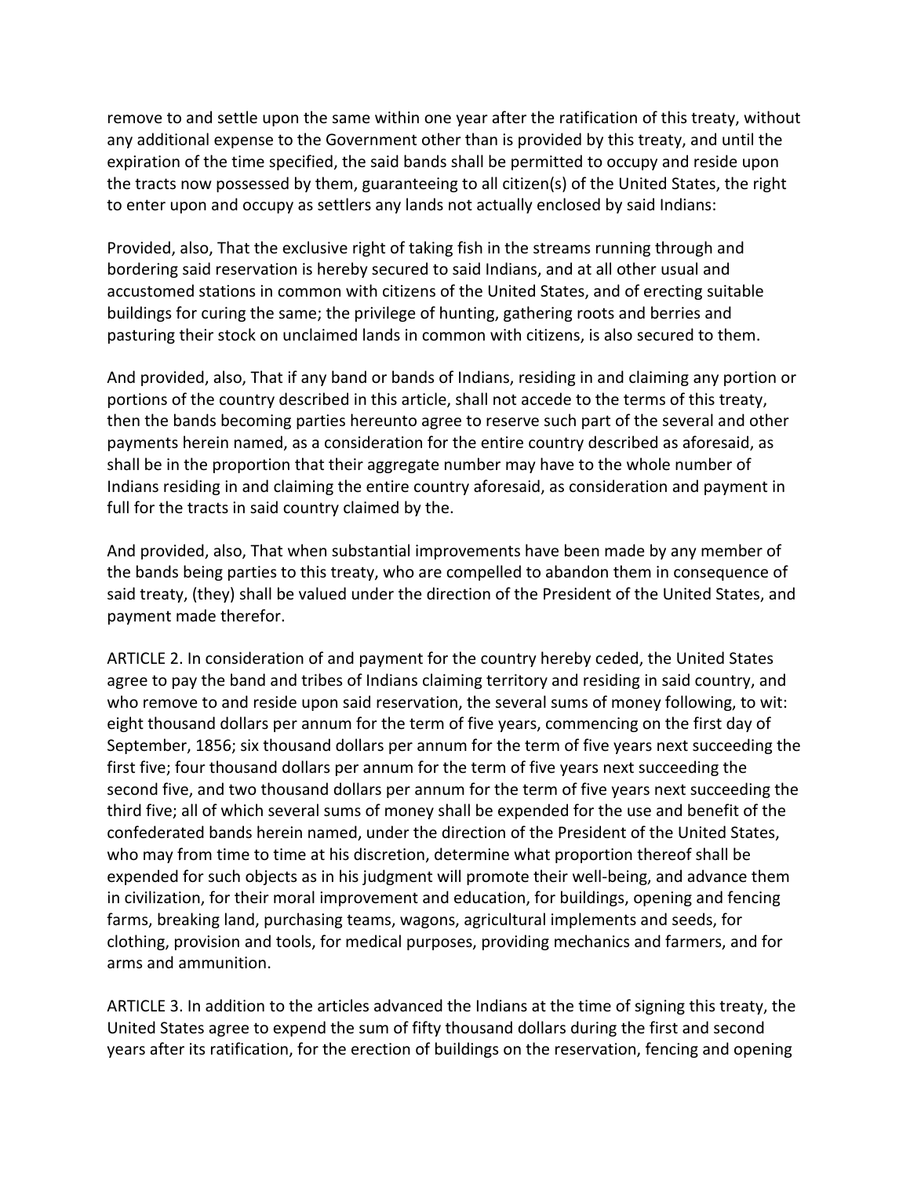remove to and settle upon the same within one year after the ratification of this treaty, without any additional expense to the Government other than is provided by this treaty, and until the expiration of the time specified, the said bands shall be permitted to occupy and reside upon the tracts now possessed by them, guaranteeing to all citizen(s) of the United States, the right to enter upon and occupy as settlers any lands not actually enclosed by said Indians:

Provided, also, That the exclusive right of taking fish in the streams running through and bordering said reservation is hereby secured to said Indians, and at all other usual and accustomed stations in common with citizens of the United States, and of erecting suitable buildings for curing the same; the privilege of hunting, gathering roots and berries and pasturing their stock on unclaimed lands in common with citizens, is also secured to them.

And provided, also, That if any band or bands of Indians, residing in and claiming any portion or portions of the country described in this article, shall not accede to the terms of this treaty, then the bands becoming parties hereunto agree to reserve such part of the several and other payments herein named, as a consideration for the entire country described as aforesaid, as shall be in the proportion that their aggregate number may have to the whole number of Indians residing in and claiming the entire country aforesaid, as consideration and payment in full for the tracts in said country claimed by the.

And provided, also, That when substantial improvements have been made by any member of the bands being parties to this treaty, who are compelled to abandon them in consequence of said treaty, (they) shall be valued under the direction of the President of the United States, and payment made therefor.

ARTICLE 2. In consideration of and payment for the country hereby ceded, the United States agree to pay the band and tribes of Indians claiming territory and residing in said country, and who remove to and reside upon said reservation, the several sums of money following, to wit: eight thousand dollars per annum for the term of five years, commencing on the first day of September, 1856; six thousand dollars per annum for the term of five years next succeeding the first five; four thousand dollars per annum for the term of five years next succeeding the second five, and two thousand dollars per annum for the term of five years next succeeding the third five; all of which several sums of money shall be expended for the use and benefit of the confederated bands herein named, under the direction of the President of the United States, who may from time to time at his discretion, determine what proportion thereof shall be expended for such objects as in his judgment will promote their well-being, and advance them in civilization, for their moral improvement and education, for buildings, opening and fencing farms, breaking land, purchasing teams, wagons, agricultural implements and seeds, for clothing, provision and tools, for medical purposes, providing mechanics and farmers, and for arms and ammunition.

ARTICLE 3. In addition to the articles advanced the Indians at the time of signing this treaty, the United States agree to expend the sum of fifty thousand dollars during the first and second years after its ratification, for the erection of buildings on the reservation, fencing and opening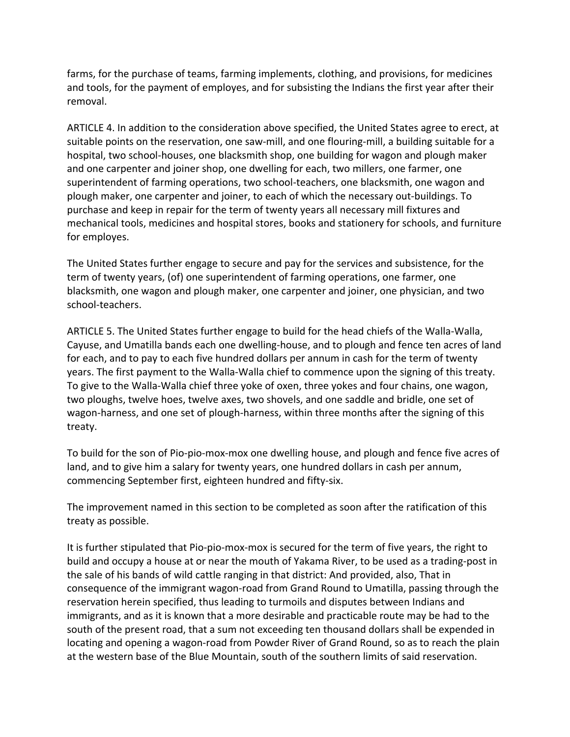farms, for the purchase of teams, farming implements, clothing, and provisions, for medicines and tools, for the payment of employes, and for subsisting the Indians the first year after their removal.

ARTICLE 4. In addition to the consideration above specified, the United States agree to erect, at suitable points on the reservation, one saw-mill, and one flouring-mill, a building suitable for a hospital, two school-houses, one blacksmith shop, one building for wagon and plough maker and one carpenter and joiner shop, one dwelling for each, two millers, one farmer, one superintendent of farming operations, two school-teachers, one blacksmith, one wagon and plough maker, one carpenter and joiner, to each of which the necessary out-buildings. To purchase and keep in repair for the term of twenty years all necessary mill fixtures and mechanical tools, medicines and hospital stores, books and stationery for schools, and furniture for employes.

The United States further engage to secure and pay for the services and subsistence, for the term of twenty years, (of) one superintendent of farming operations, one farmer, one blacksmith, one wagon and plough maker, one carpenter and joiner, one physician, and two school-teachers.

ARTICLE 5. The United States further engage to build for the head chiefs of the Walla-Walla, Cayuse, and Umatilla bands each one dwelling-house, and to plough and fence ten acres of land for each, and to pay to each five hundred dollars per annum in cash for the term of twenty years. The first payment to the Walla-Walla chief to commence upon the signing of this treaty. To give to the Walla-Walla chief three yoke of oxen, three yokes and four chains, one wagon, two ploughs, twelve hoes, twelve axes, two shovels, and one saddle and bridle, one set of wagon-harness, and one set of plough-harness, within three months after the signing of this treaty.

To build for the son of Pio-pio-mox-mox one dwelling house, and plough and fence five acres of land, and to give him a salary for twenty years, one hundred dollars in cash per annum, commencing September first, eighteen hundred and fifty-six.

The improvement named in this section to be completed as soon after the ratification of this treaty as possible.

It is further stipulated that Pio-pio-mox-mox is secured for the term of five years, the right to build and occupy a house at or near the mouth of Yakama River, to be used as a trading-post in the sale of his bands of wild cattle ranging in that district: And provided, also, That in consequence of the immigrant wagon-road from Grand Round to Umatilla, passing through the reservation herein specified, thus leading to turmoils and disputes between Indians and immigrants, and as it is known that a more desirable and practicable route may be had to the south of the present road, that a sum not exceeding ten thousand dollars shall be expended in locating and opening a wagon-road from Powder River of Grand Round, so as to reach the plain at the western base of the Blue Mountain, south of the southern limits of said reservation.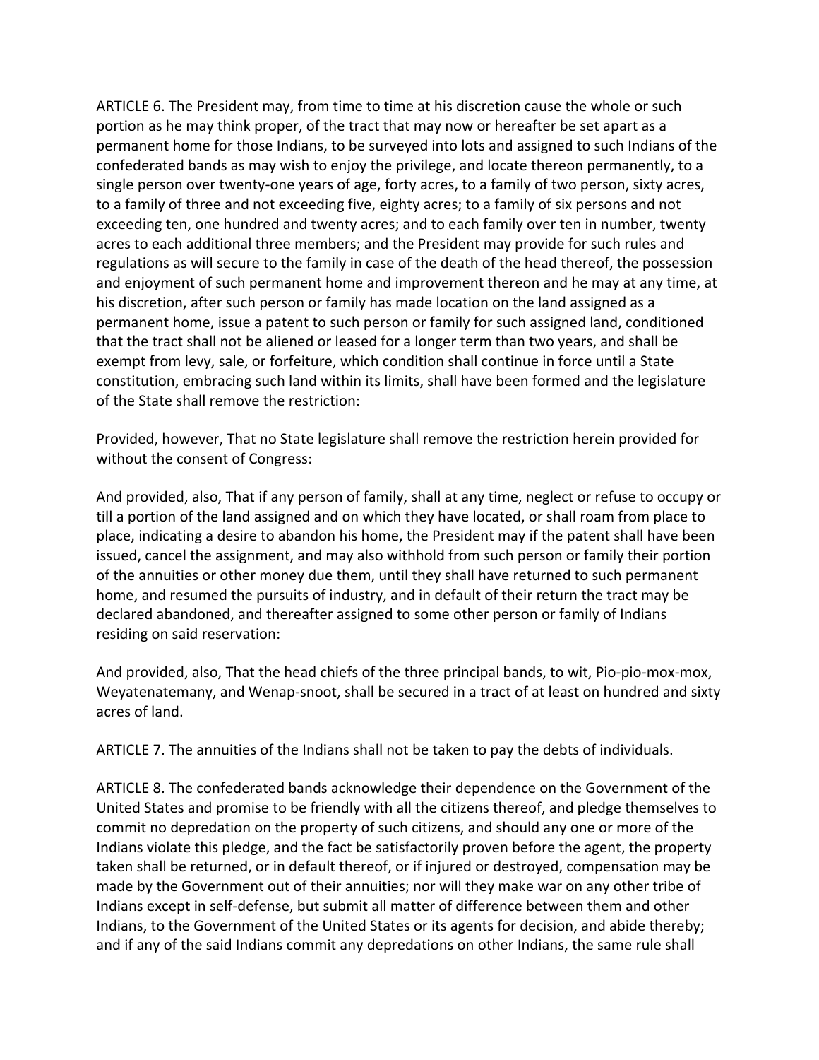ARTICLE 6. The President may, from time to time at his discretion cause the whole or such portion as he may think proper, of the tract that may now or hereafter be set apart as a permanent home for those Indians, to be surveyed into lots and assigned to such Indians of the confederated bands as may wish to enjoy the privilege, and locate thereon permanently, to a single person over twenty-one years of age, forty acres, to a family of two person, sixty acres, to a family of three and not exceeding five, eighty acres; to a family of six persons and not exceeding ten, one hundred and twenty acres; and to each family over ten in number, twenty acres to each additional three members; and the President may provide for such rules and regulations as will secure to the family in case of the death of the head thereof, the possession and enjoyment of such permanent home and improvement thereon and he may at any time, at his discretion, after such person or family has made location on the land assigned as a permanent home, issue a patent to such person or family for such assigned land, conditioned that the tract shall not be aliened or leased for a longer term than two years, and shall be exempt from levy, sale, or forfeiture, which condition shall continue in force until a State constitution, embracing such land within its limits, shall have been formed and the legislature of the State shall remove the restriction:

Provided, however, That no State legislature shall remove the restriction herein provided for without the consent of Congress:

And provided, also, That if any person of family, shall at any time, neglect or refuse to occupy or till a portion of the land assigned and on which they have located, or shall roam from place to place, indicating a desire to abandon his home, the President may if the patent shall have been issued, cancel the assignment, and may also withhold from such person or family their portion of the annuities or other money due them, until they shall have returned to such permanent home, and resumed the pursuits of industry, and in default of their return the tract may be declared abandoned, and thereafter assigned to some other person or family of Indians residing on said reservation:

And provided, also, That the head chiefs of the three principal bands, to wit, Pio-pio-mox-mox, Weyatenatemany, and Wenap-snoot, shall be secured in a tract of at least on hundred and sixty acres of land.

ARTICLE 7. The annuities of the Indians shall not be taken to pay the debts of individuals.

ARTICLE 8. The confederated bands acknowledge their dependence on the Government of the United States and promise to be friendly with all the citizens thereof, and pledge themselves to commit no depredation on the property of such citizens, and should any one or more of the Indians violate this pledge, and the fact be satisfactorily proven before the agent, the property taken shall be returned, or in default thereof, or if injured or destroyed, compensation may be made by the Government out of their annuities; nor will they make war on any other tribe of Indians except in self-defense, but submit all matter of difference between them and other Indians, to the Government of the United States or its agents for decision, and abide thereby; and if any of the said Indians commit any depredations on other Indians, the same rule shall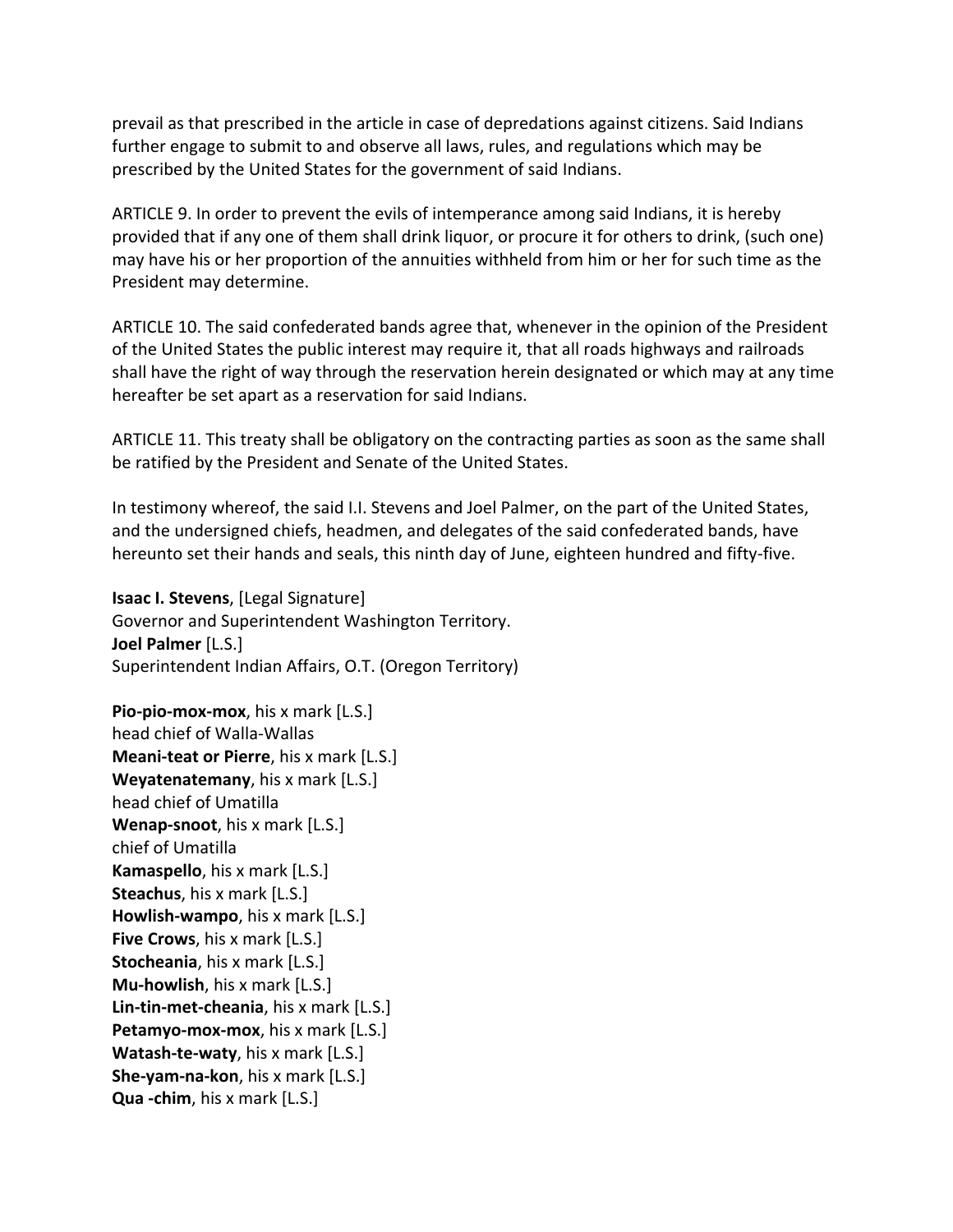prevail as that prescribed in the article in case of depredations against citizens. Said Indians further engage to submit to and observe all laws, rules, and regulations which may be prescribed by the United States for the government of said Indians.

ARTICLE 9. In order to prevent the evils of intemperance among said Indians, it is hereby provided that if any one of them shall drink liquor, or procure it for others to drink, (such one) may have his or her proportion of the annuities withheld from him or her for such time as the President may determine.

ARTICLE 10. The said confederated bands agree that, whenever in the opinion of the President of the United States the public interest may require it, that all roads highways and railroads shall have the right of way through the reservation herein designated or which may at any time hereafter be set apart as a reservation for said Indians.

ARTICLE 11. This treaty shall be obligatory on the contracting parties as soon as the same shall be ratified by the President and Senate of the United States.

In testimony whereof, the said I.I. Stevens and Joel Palmer, on the part of the United States, and the undersigned chiefs, headmen, and delegates of the said confederated bands, have hereunto set their hands and seals, this ninth day of June, eighteen hundred and fifty-five.

**Isaac I. Stevens**, [Legal Signature]
Governor and Superintendent Washington Territory.
**Joel Palmer** [L.S.]
Superintendent Indian Affairs, O.T. (Oregon Territory)

**Pio-pio-mox-mox**, his x mark [L.S.]
head chief of Walla-Wallas
**Meani-teat or Pierre**, his x mark [L.S.]
**Weyatenatemany**, his x mark [L.S.]
head chief of Umatilla
**Wenap-snoot**, his x mark [L.S.]
chief of Umatilla
**Kamaspello**, his x mark [L.S.]
**Steachus**, his x mark [L.S.]
**Howlish-wampo**, his x mark [L.S.]
**Five Crows**, his x mark [L.S.]
**Stocheania**, his x mark [L.S.]
**Mu-howlish**, his x mark [L.S.]
**Lin-tin-met-cheania**, his x mark [L.S.]
**Petamyo-mox-mox**, his x mark [L.S.]
**Watash-te-waty**, his x mark [L.S.]
**She-yam-na-kon**, his x mark [L.S.]
**Qua -chim**, his x mark [L.S.]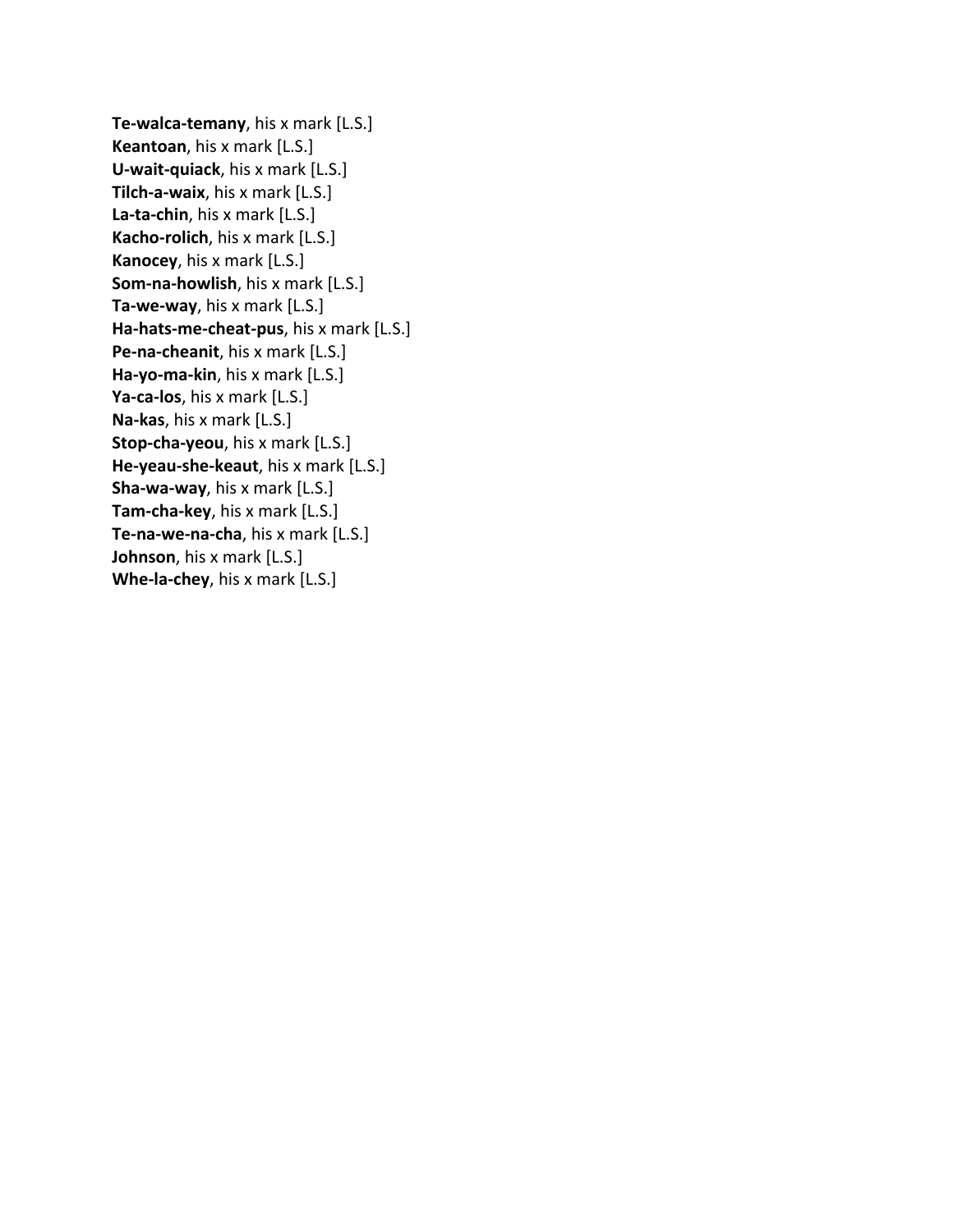**Te-walca-temany**, his x mark [L.S.]
**Keantoan**, his x mark [L.S.]
**U-wait-quiack**, his x mark [L.S.]
**Tilch-a-waix**, his x mark [L.S.]
**La-ta-chin**, his x mark [L.S.]
**Kacho-rolich**, his x mark [L.S.]
**Kanocey**, his x mark [L.S.]
**Som-na-howlish**, his x mark [L.S.]
**Ta-we-way**, his x mark [L.S.]
**Ha-hats-me-cheat-pus**, his x mark [L.S.]
**Pe-na-cheanit**, his x mark [L.S.]
**Ha-yo-ma-kin**, his x mark [L.S.]
**Ya-ca-los**, his x mark [L.S.]
**Na-kas**, his x mark [L.S.]
**Stop-cha-yeou**, his x mark [L.S.]
**He-yeau-she-keaut**, his x mark [L.S.]
**Sha-wa-way**, his x mark [L.S.]
**Tam-cha-key**, his x mark [L.S.]
**Te-na-we-na-cha**, his x mark [L.S.]
**Johnson**, his x mark [L.S.]
**Whe-la-chey**, his x mark [L.S.]